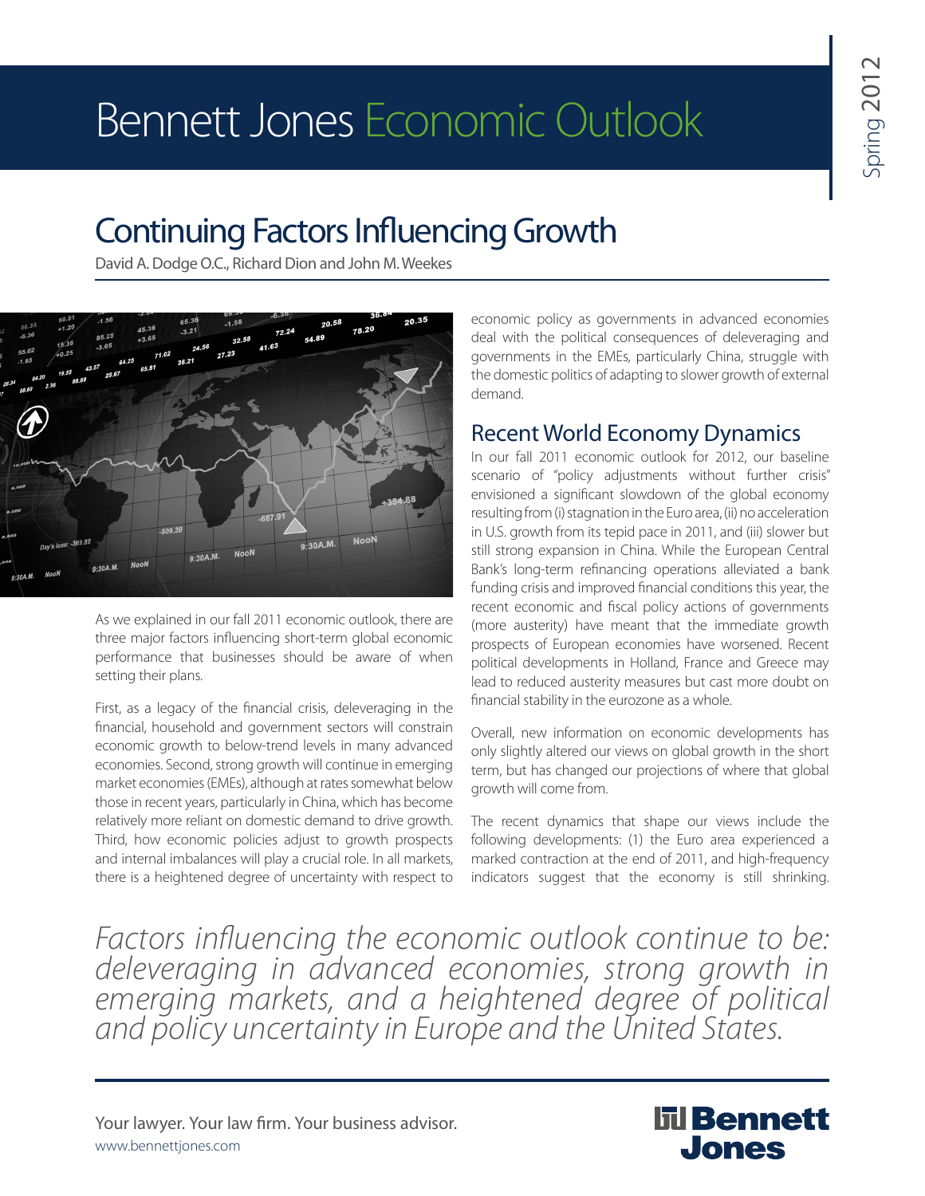# Bennett Jones Economic Outlook

Spring 2012

## Continuing Factors Influencing Growth

David A. Dodge O.C., Richard Dion and John M. Weekes

As we explained in our fall 2011 economic outlook, there are three major factors influencing short-term global economic performance that businesses should be aware of when setting their plans.

First, as a legacy of the financial crisis, deleveraging in the financial, household and government sectors will constrain economic growth to below-trend levels in many advanced economies. Second, strong growth will continue in emerging market economies (EMEs), although at rates somewhat below those in recent years, particularly in China, which has become relatively more reliant on domestic demand to drive growth. Third, how economic policies adjust to growth prospects and internal imbalances will play a crucial role. In all markets, there is a heightened degree of uncertainty with respect to economic policy as governments in advanced economies deal with the political consequences of deleveraging and governments in the EMEs, particularly China, struggle with the domestic politics of adapting to slower growth of external demand.

### Recent World Economy Dynamics

In our fall 2011 economic outlook for 2012, our baseline scenario of "policy adjustments without further crisis" envisioned a significant slowdown of the global economy resulting from (i) stagnation in the Euro area, (ii) no acceleration in U.S. growth from its tepid pace in 2011, and (iii) slower but still strong expansion in China. While the European Central Bank's long-term refinancing operations alleviated a bank funding crisis and improved financial conditions this year, the recent economic and fiscal policy actions of governments (more austerity) have meant that the immediate growth prospects of European economies have worsened. Recent political developments in Holland, France and Greece may lead to reduced austerity measures but cast more doubt on financial stability in the eurozone as a whole.

Overall, new information on economic developments has only slightly altered our views on global growth in the short term, but has changed our projections of where that global growth will come from.

The recent dynamics that shape our views include the following developments: (1) the Euro area experienced a marked contraction at the end of 2011, and high-frequency indicators suggest that the economy is still shrinking.

*Factors influencing the economic outlook continue to be: deleveraging in advanced economies, strong growth in emerging markets, and a heightened degree of political and policy uncertainty in Europe and the United States.*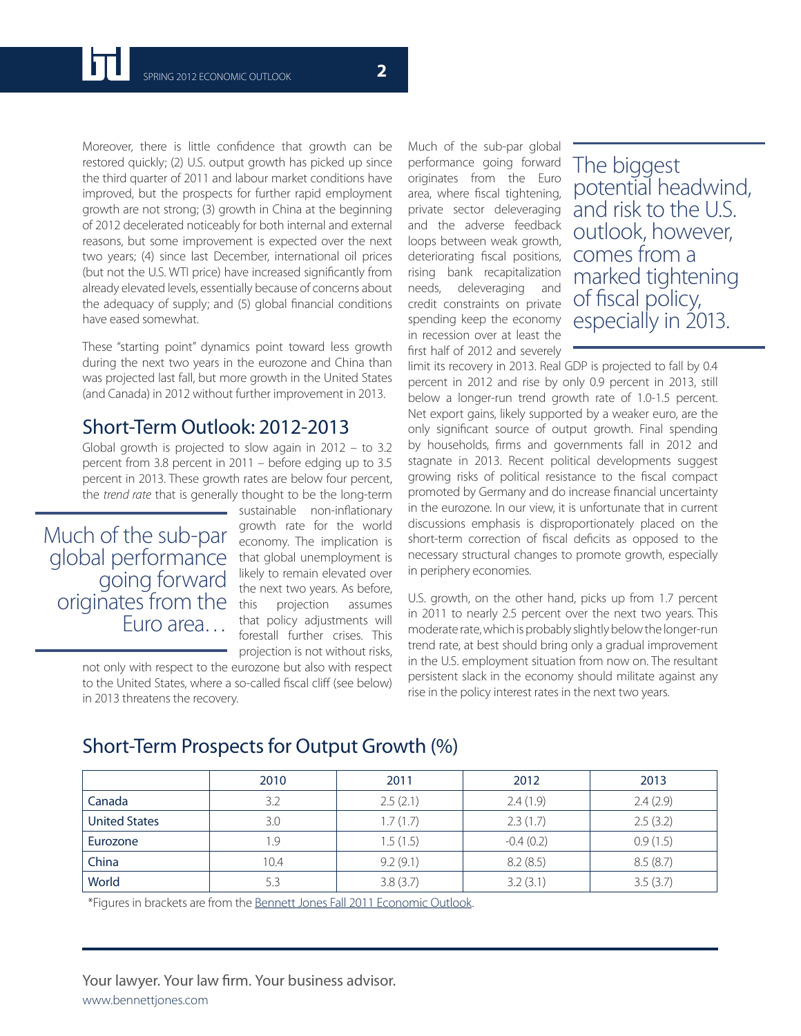Moreover, there is little confidence that growth can be restored quickly; (2) U.S. output growth has picked up since the third quarter of 2011 and labour market conditions have improved, but the prospects for further rapid employment growth are not strong; (3) growth in China at the beginning of 2012 decelerated noticeably for both internal and external reasons, but some improvement is expected over the next two years; (4) since last December, international oil prices (but not the U.S. WTI price) have increased significantly from already elevated levels, essentially because of concerns about the adequacy of supply; and (5) global financial conditions have eased somewhat.

These "starting point" dynamics point toward less growth during the next two years in the eurozone and China than was projected last fall, but more growth in the United States (and Canada) in 2012 without further improvement in 2013.

## Short-Term Outlook: 2012-2013

Global growth is projected to slow again in 2012 – to 3.2 percent from 3.8 percent in 2011 – before edging up to 3.5 percent in 2013. These growth rates are below four percent, the *trend rate* that is generally thought to be the long-term sustainable non-inflationary growth rate for the world economy. The implication is that global unemployment is likely to remain elevated over the next two years. As before, this projection assumes that policy adjustments will forestall further crises. This projection is not without risks, not only with respect to the eurozone but also with respect to the United States, where a so-called fiscal cliff (see below) in 2013 threatens the recovery.

> Much of the sub-par global performance going forward originates from the Euro area…

Much of the sub-par global performance going forward originates from the Euro area, where fiscal tightening, private sector deleveraging and the adverse feedback loops between weak growth, deteriorating fiscal positions, rising bank recapitalization needs, deleveraging and credit constraints on private spending keep the economy in recession over at least the first half of 2012 and severely limit its recovery in 2013. Real GDP is projected to fall by 0.4 percent in 2012 and rise by only 0.9 percent in 2013, still below a longer-run trend growth rate of 1.0-1.5 percent. Net export gains, likely supported by a weaker euro, are the only significant source of output growth. Final spending by households, firms and governments fall in 2012 and stagnate in 2013. Recent political developments suggest growing risks of political resistance to the fiscal compact promoted by Germany and do increase financial uncertainty in the eurozone. In our view, it is unfortunate that in current discussions emphasis is disproportionately placed on the short-term correction of fiscal deficits as opposed to the necessary structural changes to promote growth, especially in periphery economies.

> The biggest potential headwind, and risk to the U.S. outlook, however, comes from a marked tightening of fiscal policy, especially in 2013.

U.S. growth, on the other hand, picks up from 1.7 percent in 2011 to nearly 2.5 percent over the next two years. This moderate rate, which is probably slightly below the longer-run trend rate, at best should bring only a gradual improvement in the U.S. employment situation from now on. The resultant persistent slack in the economy should militate against any rise in the policy interest rates in the next two years.

## Short-Term Prospects for Output Growth (%)

| | 2010 | 2011 | 2012 | 2013 |
|---|---|---|---|---|
| Canada | 3.2 | 2.5 (2.1) | 2.4 (1.9) | 2.4 (2.9) |
| United States | 3.0 | 1.7 (1.7) | 2.3 (1.7) | 2.5 (3.2) |
| Eurozone | 1.9 | 1.5 (1.5) | -0.4 (0.2) | 0.9 (1.5) |
| China | 10.4 | 9.2 (9.1) | 8.2 (8.5) | 8.5 (8.7) |
| World | 5.3 | 3.8 (3.7) | 3.2 (3.1) | 3.5 (3.7) |

*Figures in brackets are from the Bennett Jones Fall 2011 Economic Outlook.

Your lawyer. Your law firm. Your business advisor.
www.bennettjones.com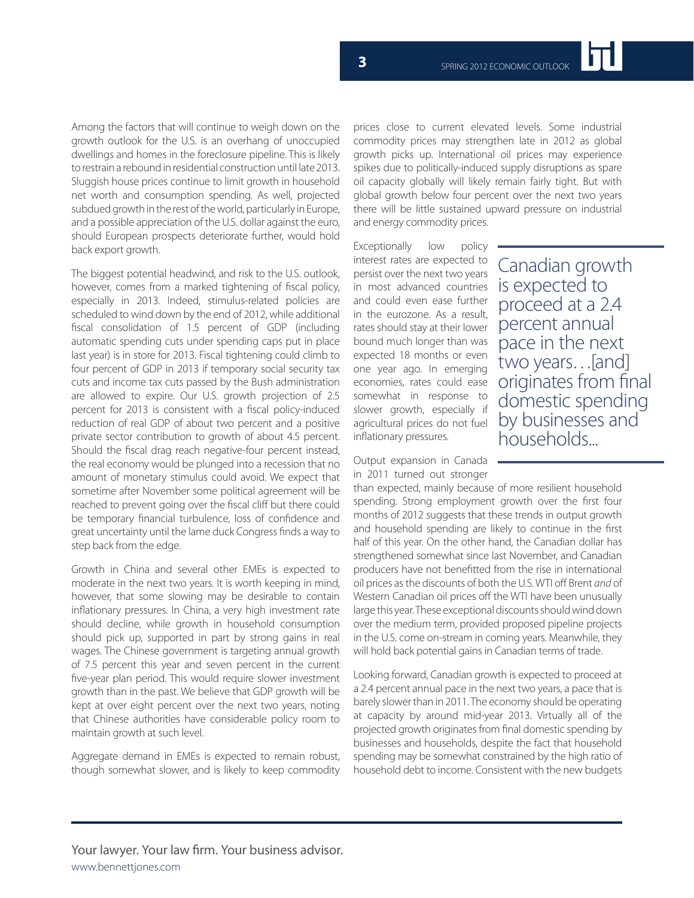Among the factors that will continue to weigh down on the growth outlook for the U.S. is an overhang of unoccupied dwellings and homes in the foreclosure pipeline. This is likely to restrain a rebound in residential construction until late 2013. Sluggish house prices continue to limit growth in household net worth and consumption spending. As well, projected subdued growth in the rest of the world, particularly in Europe, and a possible appreciation of the U.S. dollar against the euro, should European prospects deteriorate further, would hold back export growth.

The biggest potential headwind, and risk to the U.S. outlook, however, comes from a marked tightening of fiscal policy, especially in 2013. Indeed, stimulus-related policies are scheduled to wind down by the end of 2012, while additional fiscal consolidation of 1.5 percent of GDP (including automatic spending cuts under spending caps put in place last year) is in store for 2013. Fiscal tightening could climb to four percent of GDP in 2013 if temporary social security tax cuts and income tax cuts passed by the Bush administration are allowed to expire. Our U.S. growth projection of 2.5 percent for 2013 is consistent with a fiscal policy-induced reduction of real GDP of about two percent and a positive private sector contribution to growth of about 4.5 percent. Should the fiscal drag reach negative-four percent instead, the real economy would be plunged into a recession that no amount of monetary stimulus could avoid. We expect that sometime after November some political agreement will be reached to prevent going over the fiscal cliff but there could be temporary financial turbulence, loss of confidence and great uncertainty until the lame duck Congress finds a way to step back from the edge.

Growth in China and several other EMEs is expected to moderate in the next two years. It is worth keeping in mind, however, that some slowing may be desirable to contain inflationary pressures. In China, a very high investment rate should decline, while growth in household consumption should pick up, supported in part by strong gains in real wages. The Chinese government is targeting annual growth of 7.5 percent this year and seven percent in the current five-year plan period. This would require slower investment growth than in the past. We believe that GDP growth will be kept at over eight percent over the next two years, noting that Chinese authorities have considerable policy room to maintain growth at such level.

Aggregate demand in EMEs is expected to remain robust, though somewhat slower, and is likely to keep commodity prices close to current elevated levels. Some industrial commodity prices may strengthen late in 2012 as global growth picks up. International oil prices may experience spikes due to politically-induced supply disruptions as spare oil capacity globally will likely remain fairly tight. But with global growth below four percent over the next two years there will be little sustained upward pressure on industrial and energy commodity prices.

Exceptionally low policy interest rates are expected to persist over the next two years in most advanced countries and could even ease further in the eurozone. As a result, rates should stay at their lower bound much longer than was expected 18 months or even one year ago. In emerging economies, rates could ease somewhat in response to slower growth, especially if agricultural prices do not fuel inflationary pressures.

> Canadian growth is expected to proceed at a 2.4 percent annual pace in the next two years…[and] originates from final domestic spending by businesses and households...

Output expansion in Canada in 2011 turned out stronger than expected, mainly because of more resilient household spending. Strong employment growth over the first four months of 2012 suggests that these trends in output growth and household spending are likely to continue in the first half of this year. On the other hand, the Canadian dollar has strengthened somewhat since last November, and Canadian producers have not benefitted from the rise in international oil prices as the discounts of both the U.S. WTI off Brent *and* of Western Canadian oil prices off the WTI have been unusually large this year. These exceptional discounts should wind down over the medium term, provided proposed pipeline projects in the U.S. come on-stream in coming years. Meanwhile, they will hold back potential gains in Canadian terms of trade.

Looking forward, Canadian growth is expected to proceed at a 2.4 percent annual pace in the next two years, a pace that is barely slower than in 2011. The economy should be operating at capacity by around mid-year 2013. Virtually all of the projected growth originates from final domestic spending by businesses and households, despite the fact that household spending may be somewhat constrained by the high ratio of household debt to income. Consistent with the new budgets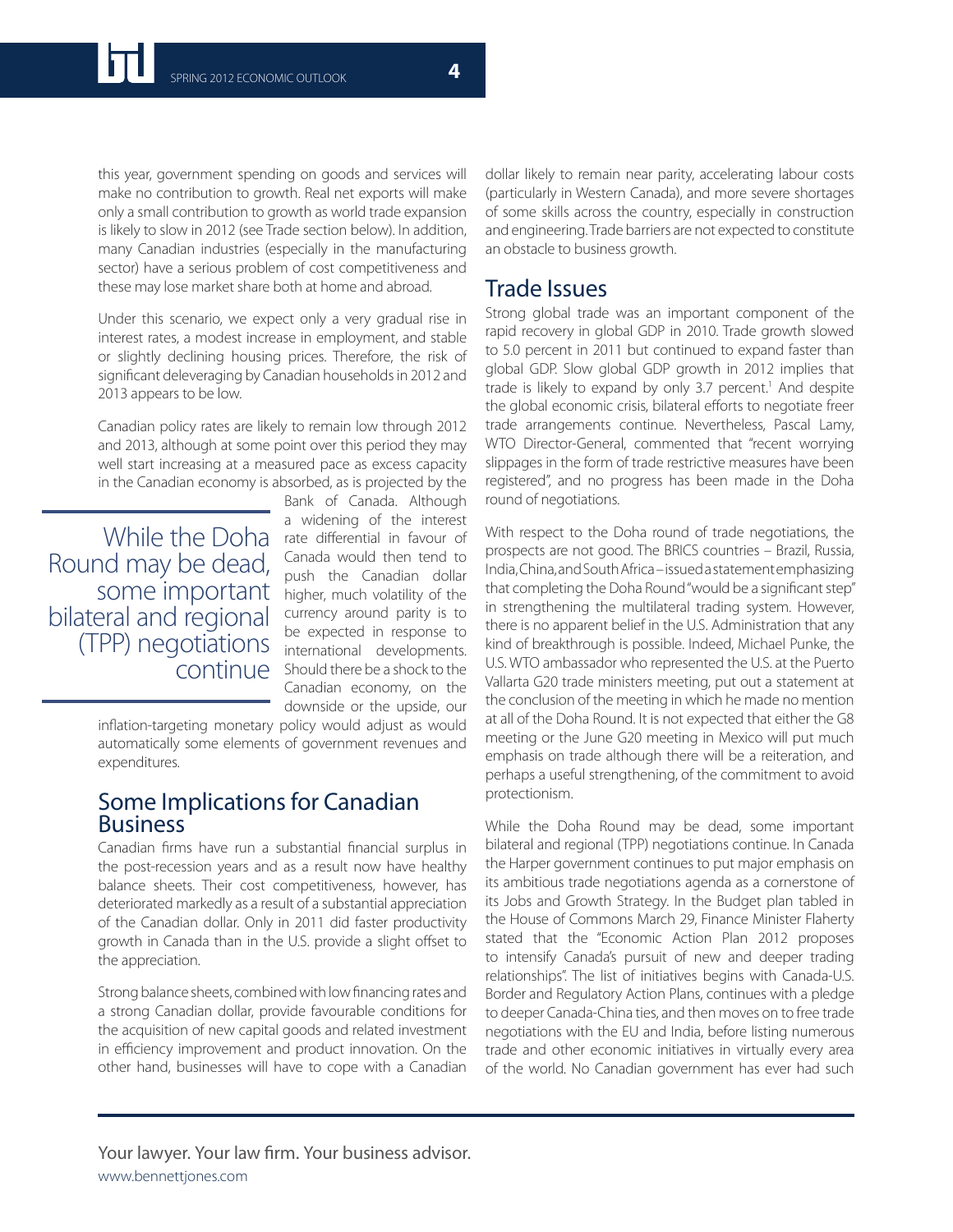this year, government spending on goods and services will make no contribution to growth. Real net exports will make only a small contribution to growth as world trade expansion is likely to slow in 2012 (see Trade section below). In addition, many Canadian industries (especially in the manufacturing sector) have a serious problem of cost competitiveness and these may lose market share both at home and abroad.

Under this scenario, we expect only a very gradual rise in interest rates, a modest increase in employment, and stable or slightly declining housing prices. Therefore, the risk of significant deleveraging by Canadian households in 2012 and 2013 appears to be low.

Canadian policy rates are likely to remain low through 2012 and 2013, although at some point over this period they may well start increasing at a measured pace as excess capacity in the Canadian economy is absorbed, as is projected by the Bank of Canada. Although a widening of the interest rate differential in favour of Canada would then tend to push the Canadian dollar higher, much volatility of the currency around parity is to be expected in response to international developments. Should there be a shock to the Canadian economy, on the downside or the upside, our inflation-targeting monetary policy would adjust as would automatically some elements of government revenues and expenditures.

> While the Doha Round may be dead, some important bilateral and regional (TPP) negotiations continue

## Some Implications for Canadian Business

Canadian firms have run a substantial financial surplus in the post-recession years and as a result now have healthy balance sheets. Their cost competitiveness, however, has deteriorated markedly as a result of a substantial appreciation of the Canadian dollar. Only in 2011 did faster productivity growth in Canada than in the U.S. provide a slight offset to the appreciation.

Strong balance sheets, combined with low financing rates and a strong Canadian dollar, provide favourable conditions for the acquisition of new capital goods and related investment in efficiency improvement and product innovation. On the other hand, businesses will have to cope with a Canadian dollar likely to remain near parity, accelerating labour costs (particularly in Western Canada), and more severe shortages of some skills across the country, especially in construction and engineering. Trade barriers are not expected to constitute an obstacle to business growth.

## Trade Issues

Strong global trade was an important component of the rapid recovery in global GDP in 2010. Trade growth slowed to 5.0 percent in 2011 but continued to expand faster than global GDP. Slow global GDP growth in 2012 implies that trade is likely to expand by only 3.7 percent.[1] And despite the global economic crisis, bilateral efforts to negotiate freer trade arrangements continue. Nevertheless, Pascal Lamy, WTO Director-General, commented that "recent worrying slippages in the form of trade restrictive measures have been registered", and no progress has been made in the Doha round of negotiations.

With respect to the Doha round of trade negotiations, the prospects are not good. The BRICS countries – Brazil, Russia, India, China, and South Africa – issued a statement emphasizing that completing the Doha Round "would be a significant step" in strengthening the multilateral trading system. However, there is no apparent belief in the U.S. Administration that any kind of breakthrough is possible. Indeed, Michael Punke, the U.S. WTO ambassador who represented the U.S. at the Puerto Vallarta G20 trade ministers meeting, put out a statement at the conclusion of the meeting in which he made no mention at all of the Doha Round. It is not expected that either the G8 meeting or the June G20 meeting in Mexico will put much emphasis on trade although there will be a reiteration, and perhaps a useful strengthening, of the commitment to avoid protectionism.

While the Doha Round may be dead, some important bilateral and regional (TPP) negotiations continue. In Canada the Harper government continues to put major emphasis on its ambitious trade negotiations agenda as a cornerstone of its Jobs and Growth Strategy. In the Budget plan tabled in the House of Commons March 29, Finance Minister Flaherty stated that the "Economic Action Plan 2012 proposes to intensify Canada's pursuit of new and deeper trading relationships". The list of initiatives begins with Canada-U.S. Border and Regulatory Action Plans, continues with a pledge to deeper Canada-China ties, and then moves on to free trade negotiations with the EU and India, before listing numerous trade and other economic initiatives in virtually every area of the world. No Canadian government has ever had such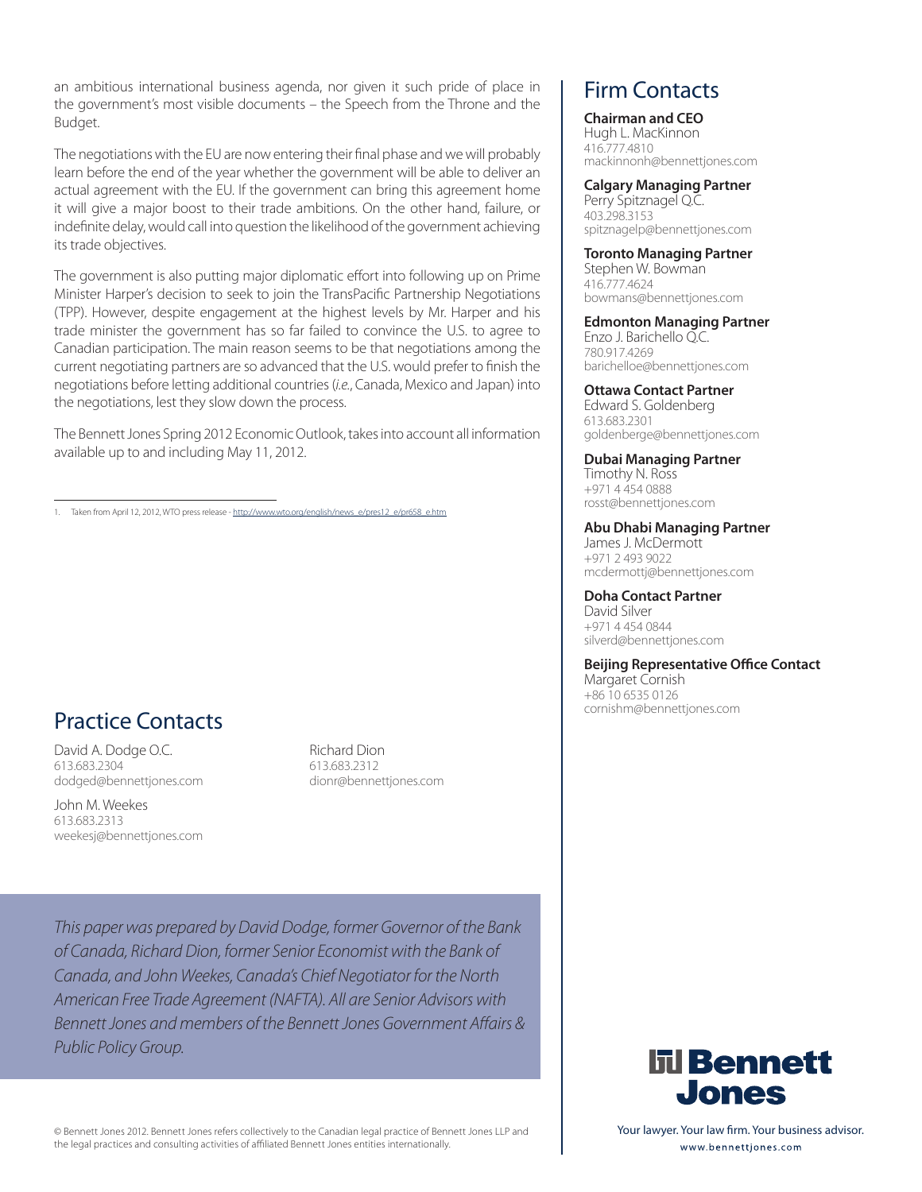an ambitious international business agenda, nor given it such pride of place in the government's most visible documents – the Speech from the Throne and the Budget.

The negotiations with the EU are now entering their final phase and we will probably learn before the end of the year whether the government will be able to deliver an actual agreement with the EU. If the government can bring this agreement home it will give a major boost to their trade ambitions. On the other hand, failure, or indefinite delay, would call into question the likelihood of the government achieving its trade objectives.

The government is also putting major diplomatic effort into following up on Prime Minister Harper's decision to seek to join the TransPacific Partnership Negotiations (TPP). However, despite engagement at the highest levels by Mr. Harper and his trade minister the government has so far failed to convince the U.S. to agree to Canadian participation. The main reason seems to be that negotiations among the current negotiating partners are so advanced that the U.S. would prefer to finish the negotiations before letting additional countries (*i.e.*, Canada, Mexico and Japan) into the negotiations, lest they slow down the process.

The Bennett Jones Spring 2012 Economic Outlook, takes into account all information available up to and including May 11, 2012.

1. Taken from April 12, 2012, WTO press release - http://www.wto.org/english/news_e/pres12_e/pr658_e.htm

## Practice Contacts

David A. Dodge O.C.
613.683.2304
dodged@bennettjones.com

Richard Dion
613.683.2312
dionr@bennettjones.com

John M. Weekes
613.683.2313
weekesj@bennettjones.com

*This paper was prepared by David Dodge, former Governor of the Bank of Canada, Richard Dion, former Senior Economist with the Bank of Canada, and John Weekes, Canada's Chief Negotiator for the North American Free Trade Agreement (NAFTA). All are Senior Advisors with Bennett Jones and members of the Bennett Jones Government Affairs & Public Policy Group.*

© Bennett Jones 2012. Bennett Jones refers collectively to the Canadian legal practice of Bennett Jones LLP and the legal practices and consulting activities of affiliated Bennett Jones entities internationally.

## Firm Contacts

**Chairman and CEO**
Hugh L. MacKinnon
416.777.4810
mackinnonh@bennettjones.com

**Calgary Managing Partner**
Perry Spitznagel Q.C.
403.298.3153
spitznagelp@bennettjones.com

**Toronto Managing Partner**
Stephen W. Bowman
416.777.4624
bowmans@bennettjones.com

**Edmonton Managing Partner**
Enzo J. Barichello Q.C.
780.917.4269
barichelloe@bennettjones.com

**Ottawa Contact Partner**
Edward S. Goldenberg
613.683.2301
goldenberge@bennettjones.com

**Dubai Managing Partner**
Timothy N. Ross
+971 4 454 0888
rosst@bennettjones.com

**Abu Dhabi Managing Partner**
James J. McDermott
+971 2 493 9022
mcdermottj@bennettjones.com

**Doha Contact Partner**
David Silver
+971 4 454 0844
silverd@bennettjones.com

**Beijing Representative Office Contact**
Margaret Cornish
+86 10 6535 0126
cornishm@bennettjones.com

Bennett Jones

Your lawyer. Your law firm. Your business advisor.
www.bennettjones.com